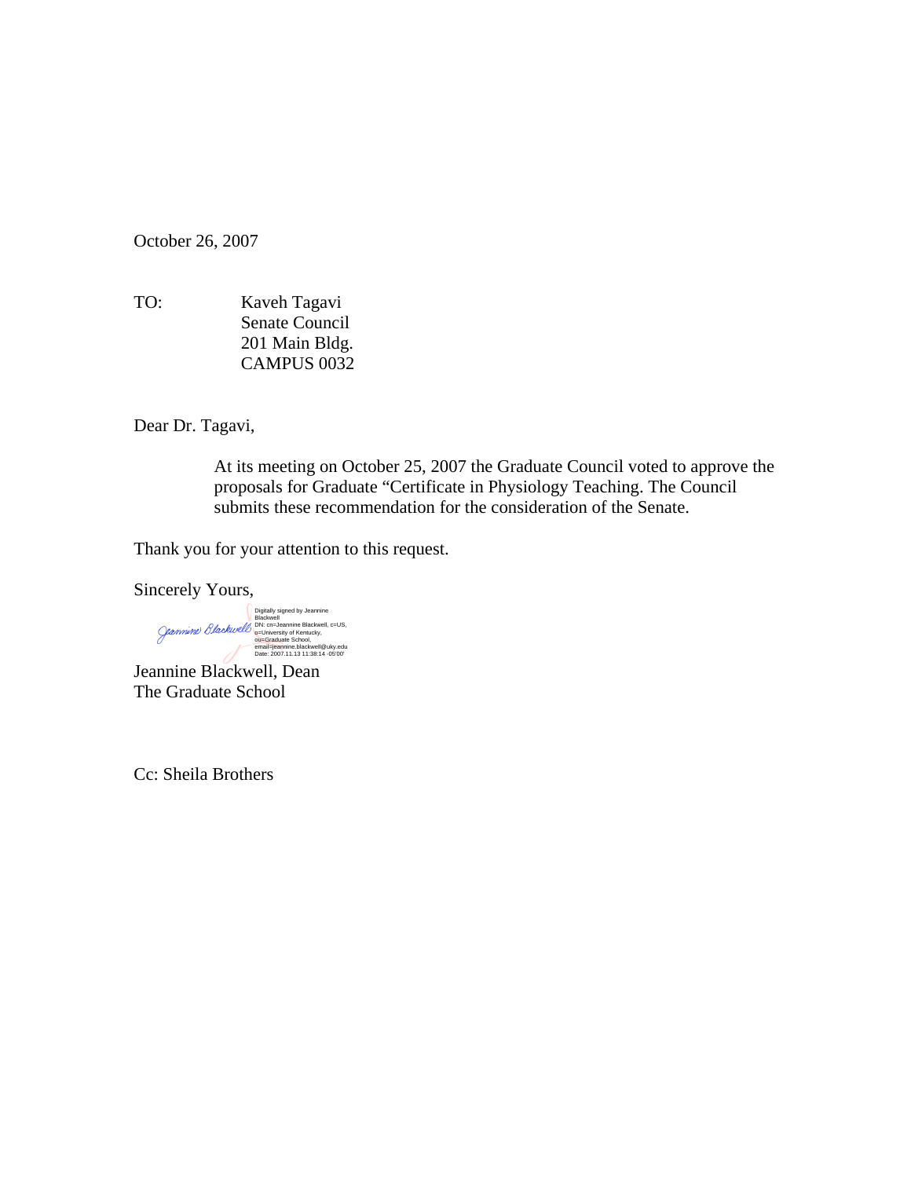October 26, 2007

TO: Kaveh Tagavi
Senate Council
201 Main Bldg.
CAMPUS 0032

Dear Dr. Tagavi,

At its meeting on October 25, 2007 the Graduate Council voted to approve the proposals for Graduate “Certificate in Physiology Teaching. The Council submits these recommendation for the consideration of the Senate.

Thank you for your attention to this request.

Sincerely Yours,

Jeannine Blackwell

Digitally signed by Jeannine Blackwell
DN: cn=Jeannine Blackwell, c=US, o=University of Kentucky, ou=Graduate School, email=jeannine.blackwell@uky.edu
Date: 2007.11.13 11:38:14 -05'00'

Jeannine Blackwell, Dean
The Graduate School

Cc: Sheila Brothers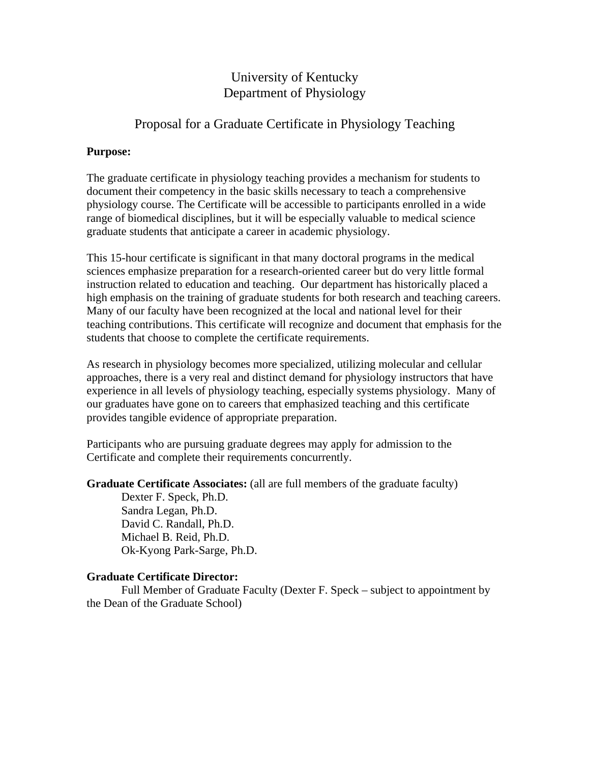University of Kentucky
Department of Physiology

Proposal for a Graduate Certificate in Physiology Teaching

**Purpose:**

The graduate certificate in physiology teaching provides a mechanism for students to document their competency in the basic skills necessary to teach a comprehensive physiology course. The Certificate will be accessible to participants enrolled in a wide range of biomedical disciplines, but it will be especially valuable to medical science graduate students that anticipate a career in academic physiology.

This 15-hour certificate is significant in that many doctoral programs in the medical sciences emphasize preparation for a research-oriented career but do very little formal instruction related to education and teaching. Our department has historically placed a high emphasis on the training of graduate students for both research and teaching careers. Many of our faculty have been recognized at the local and national level for their teaching contributions. This certificate will recognize and document that emphasis for the students that choose to complete the certificate requirements.

As research in physiology becomes more specialized, utilizing molecular and cellular approaches, there is a very real and distinct demand for physiology instructors that have experience in all levels of physiology teaching, especially systems physiology. Many of our graduates have gone on to careers that emphasized teaching and this certificate provides tangible evidence of appropriate preparation.

Participants who are pursuing graduate degrees may apply for admission to the Certificate and complete their requirements concurrently.

**Graduate Certificate Associates:** (all are full members of the graduate faculty)

- Dexter F. Speck, Ph.D.
- Sandra Legan, Ph.D.
- David C. Randall, Ph.D.
- Michael B. Reid, Ph.D.
- Ok-Kyong Park-Sarge, Ph.D.

**Graduate Certificate Director:**

Full Member of Graduate Faculty (Dexter F. Speck – subject to appointment by the Dean of the Graduate School)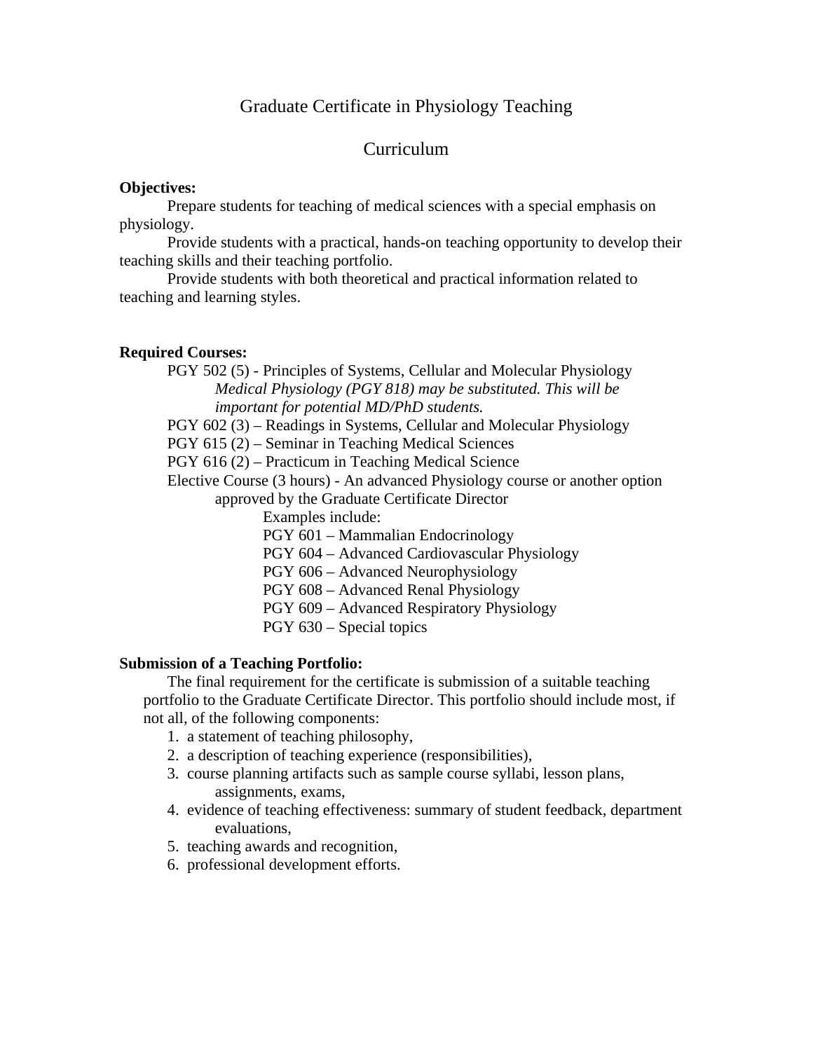# Graduate Certificate in Physiology Teaching

## Curriculum

**Objectives:**

Prepare students for teaching of medical sciences with a special emphasis on physiology.

Provide students with a practical, hands-on teaching opportunity to develop their teaching skills and their teaching portfolio.

Provide students with both theoretical and practical information related to teaching and learning styles.

**Required Courses:**

- PGY 502 (5) - Principles of Systems, Cellular and Molecular Physiology
  - *Medical Physiology (PGY 818) may be substituted. This will be important for potential MD/PhD students.*
- PGY 602 (3) – Readings in Systems, Cellular and Molecular Physiology
- PGY 615 (2) – Seminar in Teaching Medical Sciences
- PGY 616 (2) – Practicum in Teaching Medical Science
- Elective Course (3 hours) - An advanced Physiology course or another option approved by the Graduate Certificate Director
  - Examples include:
    - PGY 601 – Mammalian Endocrinology
    - PGY 604 – Advanced Cardiovascular Physiology
    - PGY 606 – Advanced Neurophysiology
    - PGY 608 – Advanced Renal Physiology
    - PGY 609 – Advanced Respiratory Physiology
    - PGY 630 – Special topics

**Submission of a Teaching Portfolio:**

The final requirement for the certificate is submission of a suitable teaching portfolio to the Graduate Certificate Director. This portfolio should include most, if not all, of the following components:

1. a statement of teaching philosophy,
2. a description of teaching experience (responsibilities),
3. course planning artifacts such as sample course syllabi, lesson plans, assignments, exams,
4. evidence of teaching effectiveness: summary of student feedback, department evaluations,
5. teaching awards and recognition,
6. professional development efforts.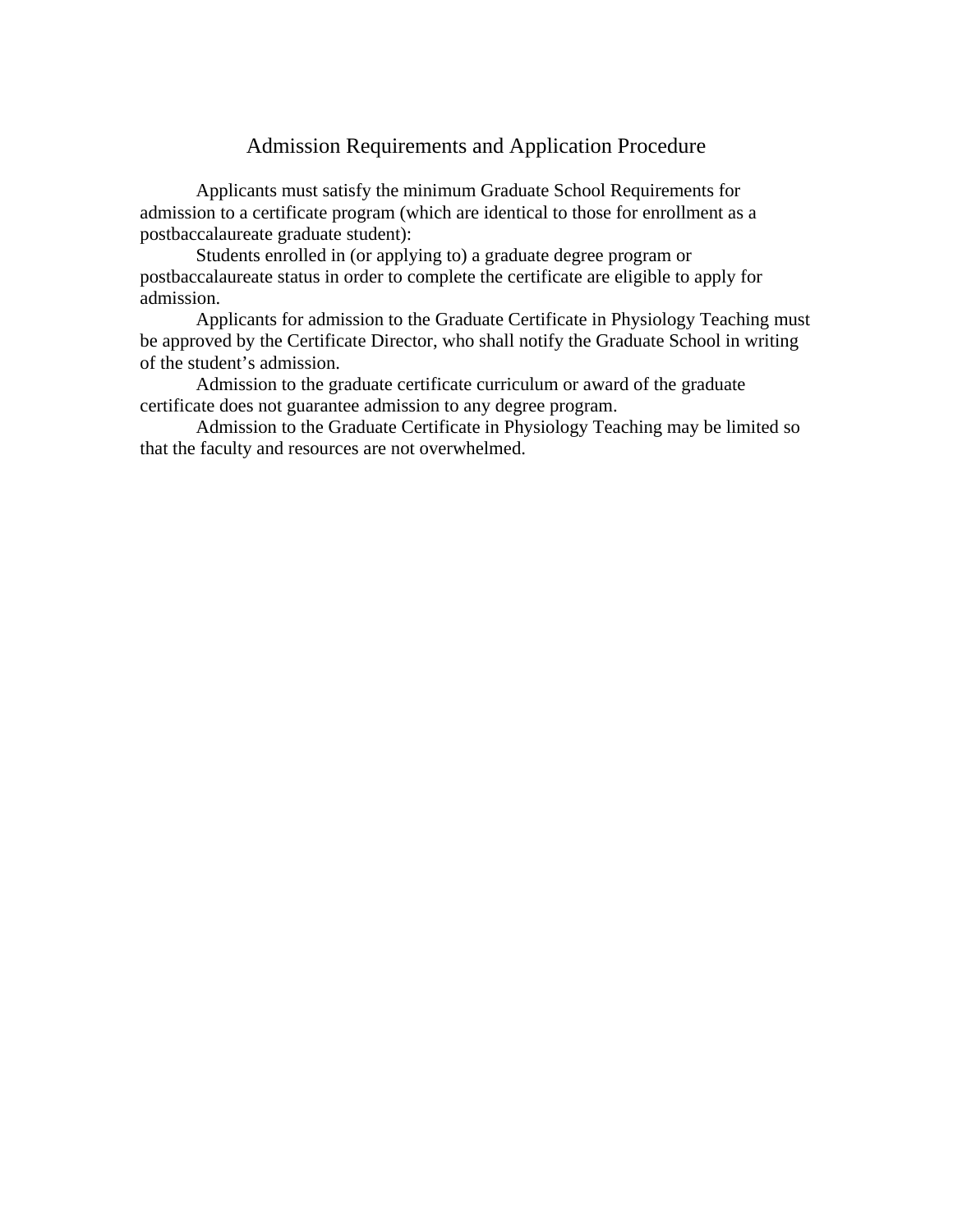# Admission Requirements and Application Procedure

Applicants must satisfy the minimum Graduate School Requirements for admission to a certificate program (which are identical to those for enrollment as a postbaccalaureate graduate student):

Students enrolled in (or applying to) a graduate degree program or postbaccalaureate status in order to complete the certificate are eligible to apply for admission.

Applicants for admission to the Graduate Certificate in Physiology Teaching must be approved by the Certificate Director, who shall notify the Graduate School in writing of the student's admission.

Admission to the graduate certificate curriculum or award of the graduate certificate does not guarantee admission to any degree program.

Admission to the Graduate Certificate in Physiology Teaching may be limited so that the faculty and resources are not overwhelmed.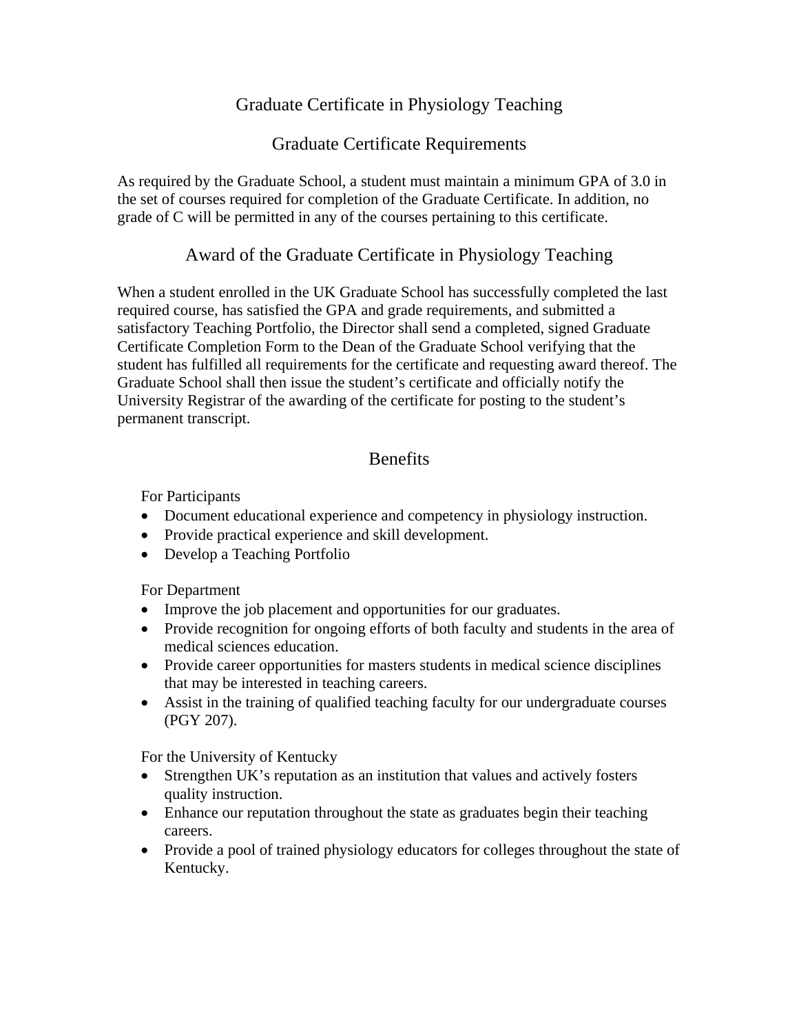# Graduate Certificate in Physiology Teaching

## Graduate Certificate Requirements

As required by the Graduate School, a student must maintain a minimum GPA of 3.0 in the set of courses required for completion of the Graduate Certificate. In addition, no grade of C will be permitted in any of the courses pertaining to this certificate.

## Award of the Graduate Certificate in Physiology Teaching

When a student enrolled in the UK Graduate School has successfully completed the last required course, has satisfied the GPA and grade requirements, and submitted a satisfactory Teaching Portfolio, the Director shall send a completed, signed Graduate Certificate Completion Form to the Dean of the Graduate School verifying that the student has fulfilled all requirements for the certificate and requesting award thereof. The Graduate School shall then issue the student's certificate and officially notify the University Registrar of the awarding of the certificate for posting to the student's permanent transcript.

## Benefits

For Participants

- Document educational experience and competency in physiology instruction.
- Provide practical experience and skill development.
- Develop a Teaching Portfolio

For Department

- Improve the job placement and opportunities for our graduates.
- Provide recognition for ongoing efforts of both faculty and students in the area of medical sciences education.
- Provide career opportunities for masters students in medical science disciplines that may be interested in teaching careers.
- Assist in the training of qualified teaching faculty for our undergraduate courses (PGY 207).

For the University of Kentucky

- Strengthen UK's reputation as an institution that values and actively fosters quality instruction.
- Enhance our reputation throughout the state as graduates begin their teaching careers.
- Provide a pool of trained physiology educators for colleges throughout the state of Kentucky.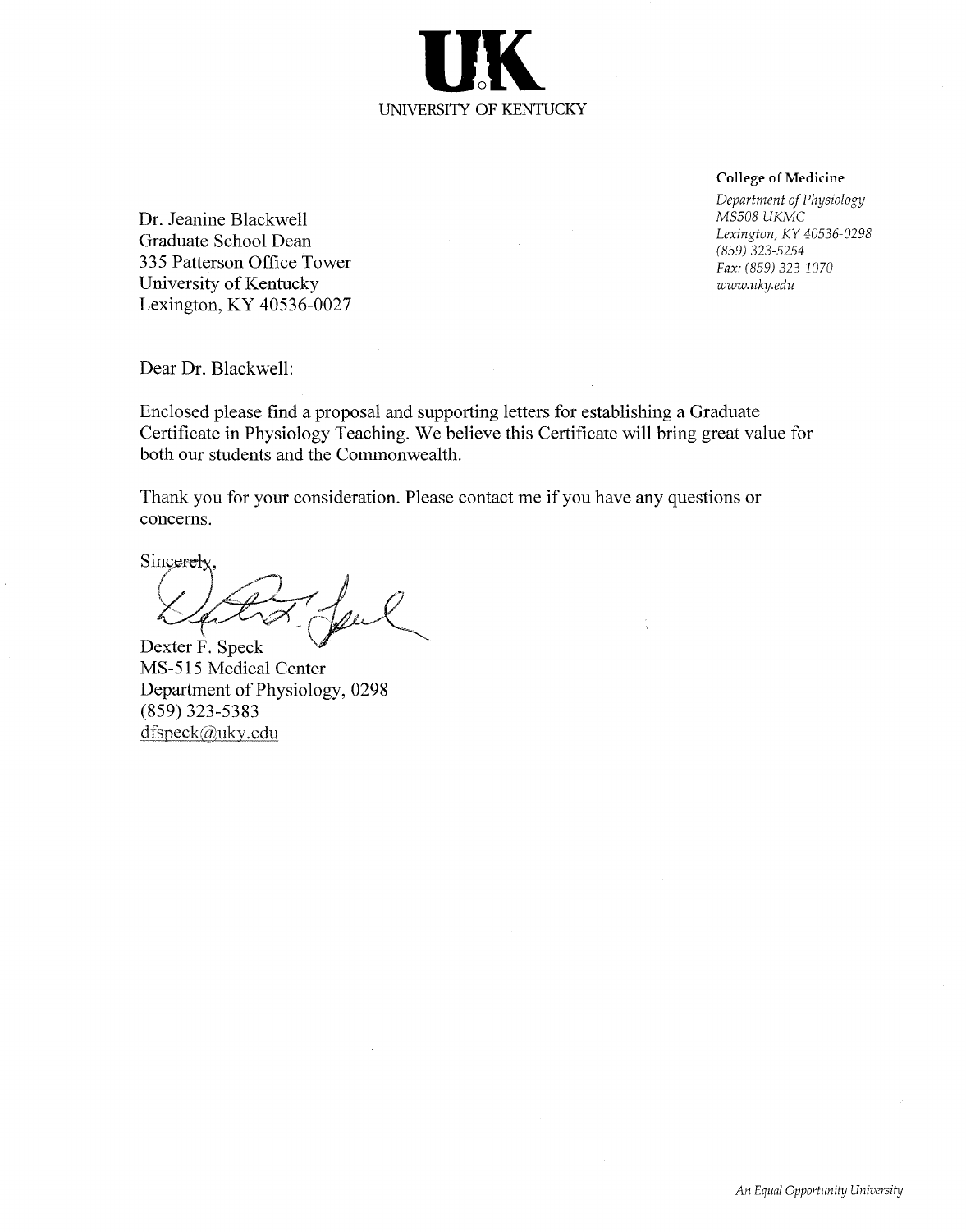**UK**

UNIVERSITY OF KENTUCKY

**College of Medicine**
*Department of Physiology*
*MS508 UKMC*
*Lexington, KY 40536-0298*
*(859) 323-5254*
*Fax: (859) 323-1070*
*www.uky.edu*

Dr. Jeanine Blackwell
Graduate School Dean
335 Patterson Office Tower
University of Kentucky
Lexington, KY 40536-0027

Dear Dr. Blackwell:

Enclosed please find a proposal and supporting letters for establishing a Graduate Certificate in Physiology Teaching. We believe this Certificate will bring great value for both our students and the Commonwealth.

Thank you for your consideration. Please contact me if you have any questions or concerns.

Sincerely,

Dexter F. Speck
MS-515 Medical Center
Department of Physiology, 0298
(859) 323-5383
dfspeck@uky.edu

*An Equal Opportunity University*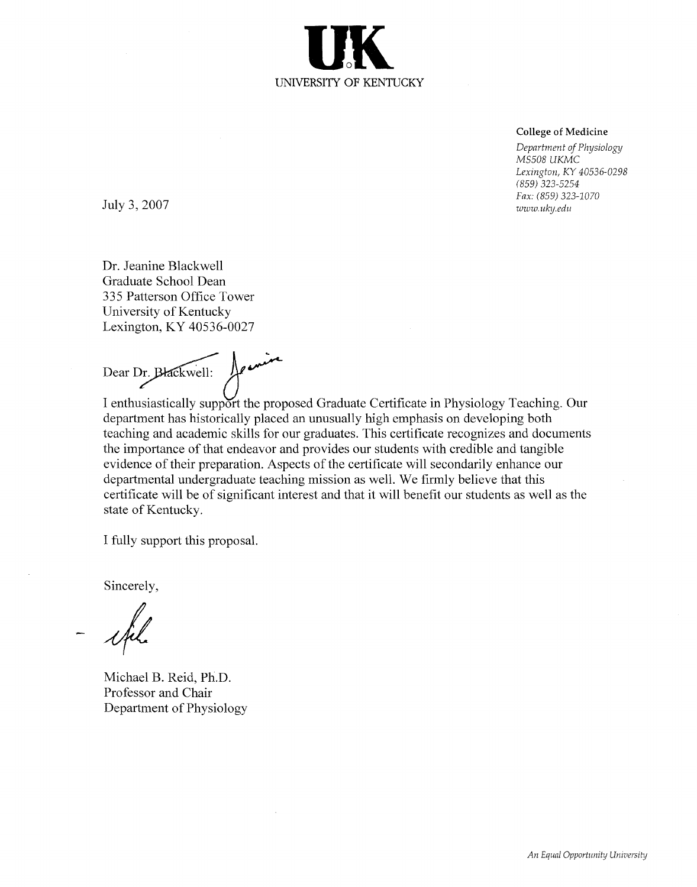# UK

UNIVERSITY OF KENTUCKY

**College of Medicine**

*Department of Physiology*
*MS508 UKMC*
*Lexington, KY 40536-0298*
*(859) 323-5254*
*Fax: (859) 323-1070*
*www.uky.edu*

July 3, 2007

Dr. Jeanine Blackwell
Graduate School Dean
335 Patterson Office Tower
University of Kentucky
Lexington, KY 40536-0027

Dear Dr. Blackwell: Jeanine

I enthusiastically support the proposed Graduate Certificate in Physiology Teaching. Our department has historically placed an unusually high emphasis on developing both teaching and academic skills for our graduates. This certificate recognizes and documents the importance of that endeavor and provides our students with credible and tangible evidence of their preparation. Aspects of the certificate will secondarily enhance our departmental undergraduate teaching mission as well. We firmly believe that this certificate will be of significant interest and that it will benefit our students as well as the state of Kentucky.

I fully support this proposal.

Sincerely,

Michael B. Reid, Ph.D.
Professor and Chair
Department of Physiology

*An Equal Opportunity University*